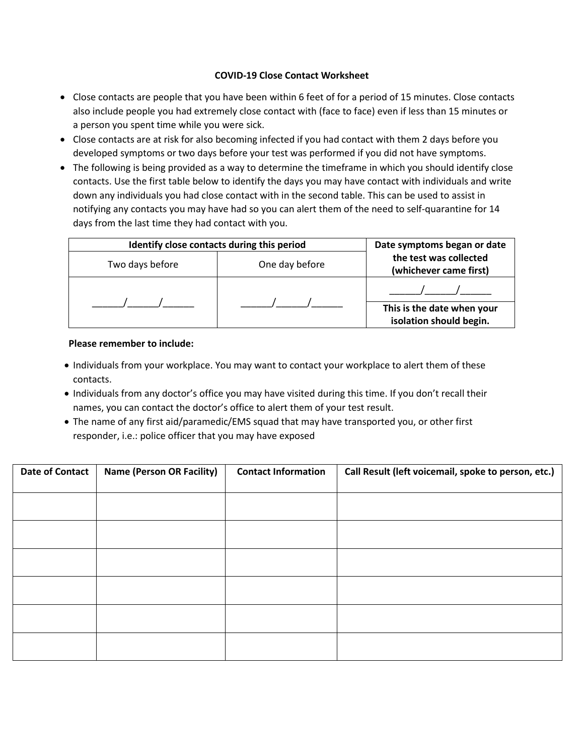# COVID-19 Close Contact Worksheet

- Close contacts are people that you have been within 6 feet of for a period of 15 minutes. Close contacts also include people you had extremely close contact with (face to face) even if less than 15 minutes or a person you spent time while you were sick.
- Close contacts are at risk for also becoming infected if you had contact with them 2 days before you developed symptoms or two days before your test was performed if you did not have symptoms.
- The following is being provided as a way to determine the timeframe in which you should identify close contacts. Use the first table below to identify the days you may have contact with individuals and write down any individuals you had close contact with in the second table. This can be used to assist in notifying any contacts you may have had so you can alert them of the need to self-quarantine for 14 days from the last time they had contact with you.

| **Identify close contacts during this period** | | **Date symptoms began or date the test was collected (whichever came first)** |
|---|---|---|
| Two days before | One day before | |
| ______/______/______ | ______/______/______ | ______/______/______ |
| | | **This is the date when your isolation should begin.** |

**Please remember to include:**

- Individuals from your workplace. You may want to contact your workplace to alert them of these contacts.
- Individuals from any doctor's office you may have visited during this time. If you don't recall their names, you can contact the doctor's office to alert them of your test result.
- The name of any first aid/paramedic/EMS squad that may have transported you, or other first responder, i.e.: police officer that you may have exposed

| Date of Contact | Name (Person OR Facility) | Contact Information | Call Result (left voicemail, spoke to person, etc.) |
|---|---|---|---|
| | | | |
| | | | |
| | | | |
| | | | |
| | | | |
| | | | |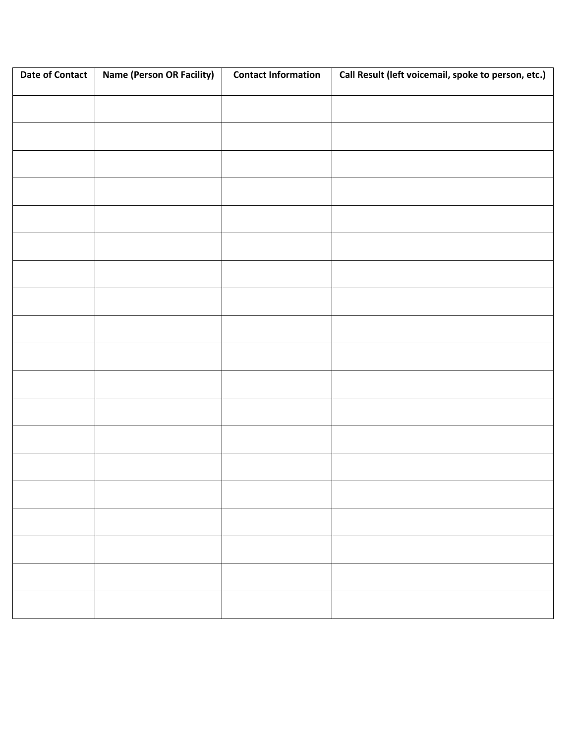| Date of Contact | Name (Person OR Facility) | Contact Information | Call Result (left voicemail, spoke to person, etc.) |
| --- | --- | --- | --- |
| | | | |
| | | | |
| | | | |
| | | | |
| | | | |
| | | | |
| | | | |
| | | | |
| | | | |
| | | | |
| | | | |
| | | | |
| | | | |
| | | | |
| | | | |
| | | | |
| | | | |
| | | | |
| | | | |